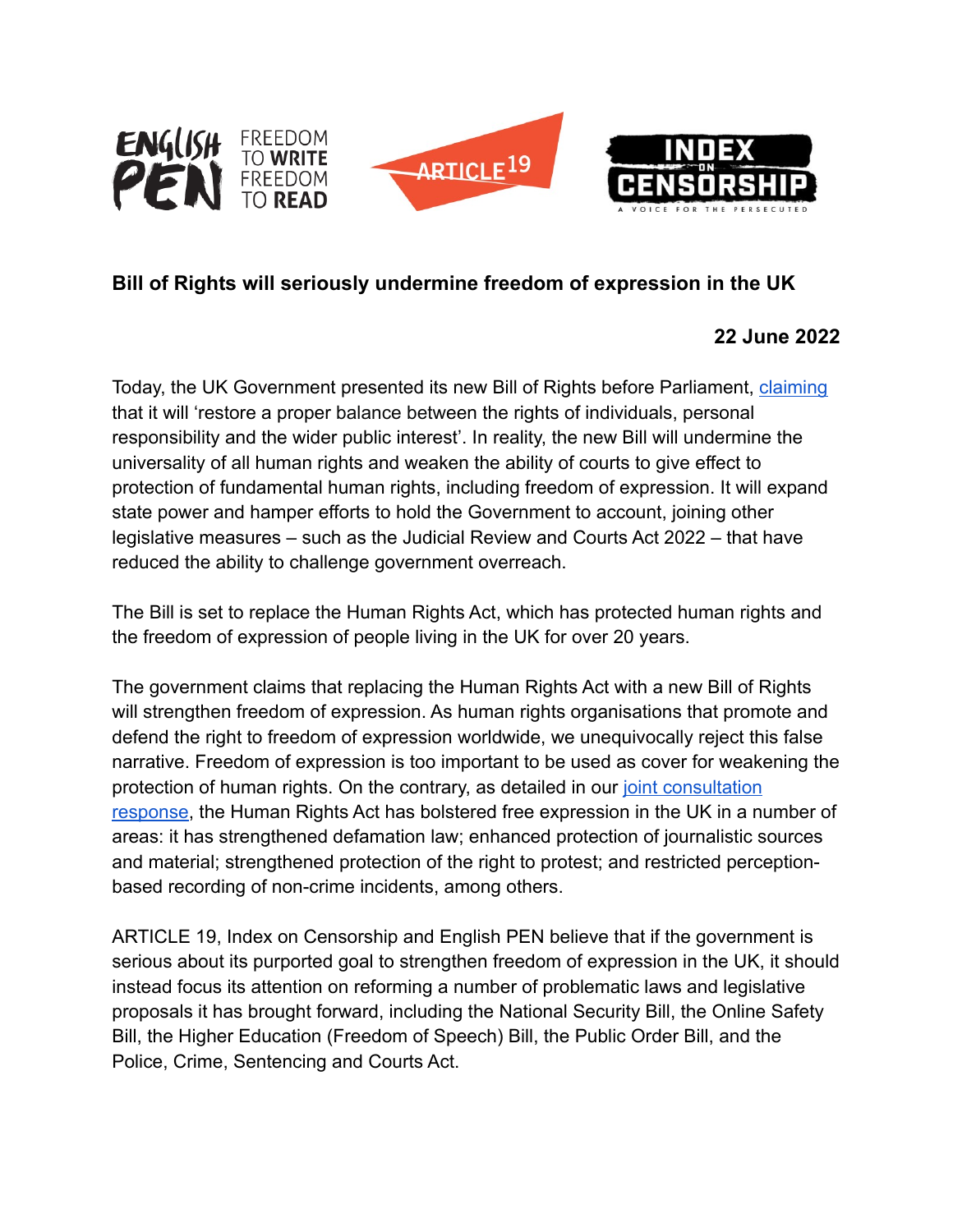**Bill of Rights will seriously undermine freedom of expression in the UK**

**22 June 2022**

Today, the UK Government presented its new Bill of Rights before Parliament, [claiming](#) that it will 'restore a proper balance between the rights of individuals, personal responsibility and the wider public interest'. In reality, the new Bill will undermine the universality of all human rights and weaken the ability of courts to give effect to protection of fundamental human rights, including freedom of expression. It will expand state power and hamper efforts to hold the Government to account, joining other legislative measures – such as the Judicial Review and Courts Act 2022 – that have reduced the ability to challenge government overreach.

The Bill is set to replace the Human Rights Act, which has protected human rights and the freedom of expression of people living in the UK for over 20 years.

The government claims that replacing the Human Rights Act with a new Bill of Rights will strengthen freedom of expression. As human rights organisations that promote and defend the right to freedom of expression worldwide, we unequivocally reject this false narrative. Freedom of expression is too important to be used as cover for weakening the protection of human rights. On the contrary, as detailed in our [joint consultation response](#), the Human Rights Act has bolstered free expression in the UK in a number of areas: it has strengthened defamation law; enhanced protection of journalistic sources and material; strengthened protection of the right to protest; and restricted perception-based recording of non-crime incidents, among others.

ARTICLE 19, Index on Censorship and English PEN believe that if the government is serious about its purported goal to strengthen freedom of expression in the UK, it should instead focus its attention on reforming a number of problematic laws and legislative proposals it has brought forward, including the National Security Bill, the Online Safety Bill, the Higher Education (Freedom of Speech) Bill, the Public Order Bill, and the Police, Crime, Sentencing and Courts Act.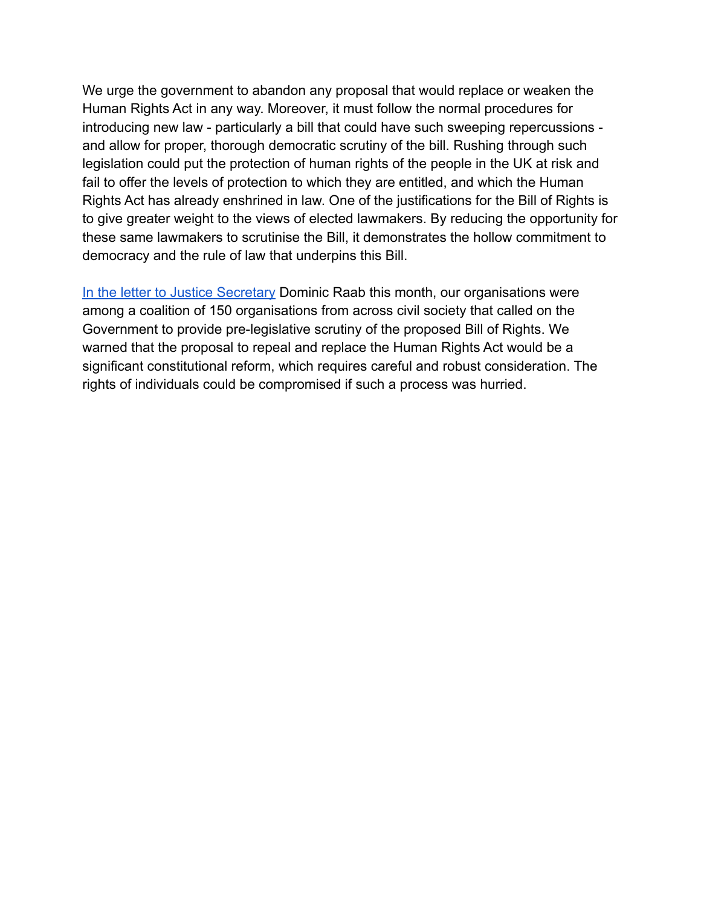We urge the government to abandon any proposal that would replace or weaken the Human Rights Act in any way. Moreover, it must follow the normal procedures for introducing new law - particularly a bill that could have such sweeping repercussions - and allow for proper, thorough democratic scrutiny of the bill. Rushing through such legislation could put the protection of human rights of the people in the UK at risk and fail to offer the levels of protection to which they are entitled, and which the Human Rights Act has already enshrined in law. One of the justifications for the Bill of Rights is to give greater weight to the views of elected lawmakers. By reducing the opportunity for these same lawmakers to scrutinise the Bill, it demonstrates the hollow commitment to democracy and the rule of law that underpins this Bill.

In the letter to Justice Secretary Dominic Raab this month, our organisations were among a coalition of 150 organisations from across civil society that called on the Government to provide pre-legislative scrutiny of the proposed Bill of Rights. We warned that the proposal to repeal and replace the Human Rights Act would be a significant constitutional reform, which requires careful and robust consideration. The rights of individuals could be compromised if such a process was hurried.